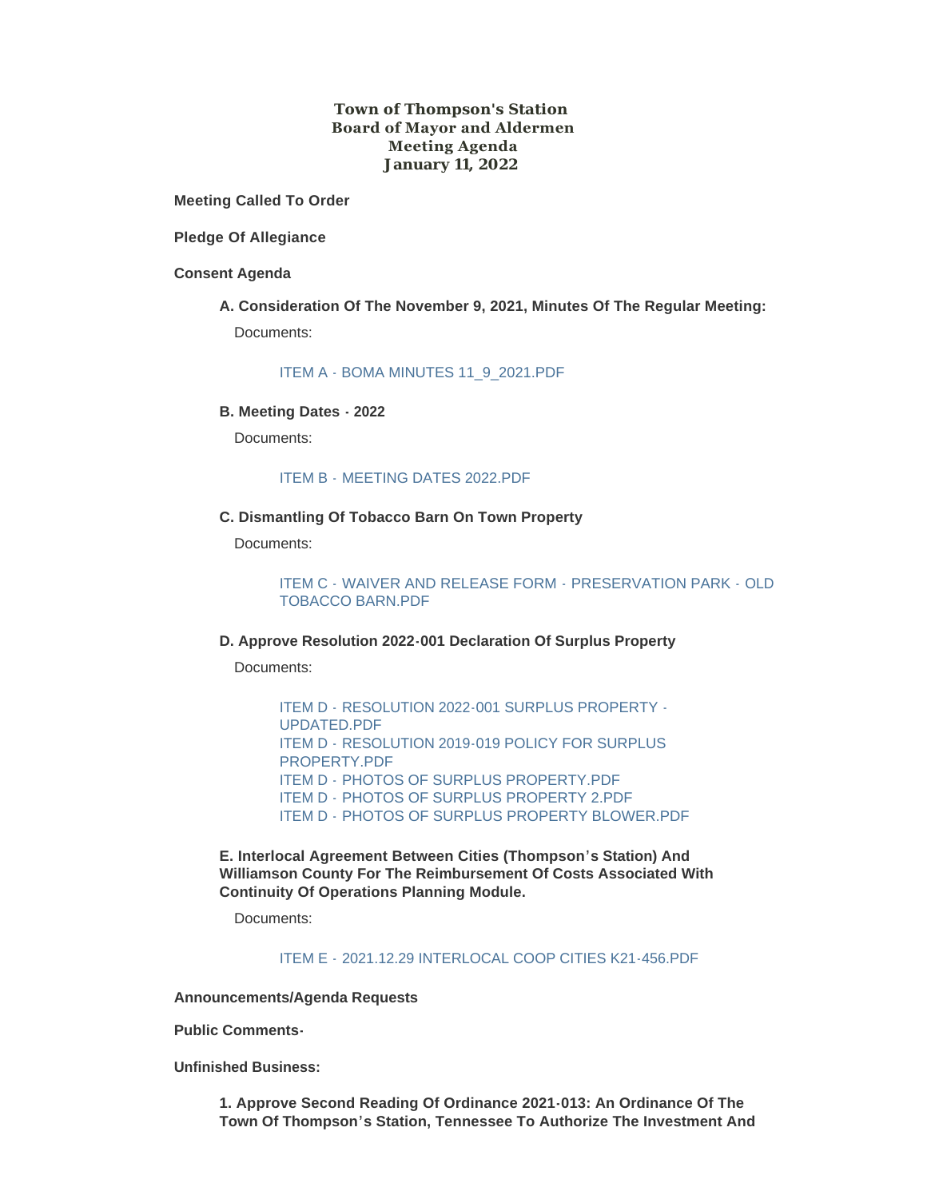# Town of Thompson's Station
## Board of Mayor and Aldermen
## Meeting Agenda
## January 11, 2022

**Meeting Called To Order**

**Pledge Of Allegiance**

**Consent Agenda**

**A. Consideration Of The November 9, 2021, Minutes Of The Regular Meeting:**

Documents:

ITEM A - BOMA MINUTES 11_9_2021.PDF

**B. Meeting Dates - 2022**

Documents:

ITEM B - MEETING DATES 2022.PDF

**C. Dismantling Of Tobacco Barn On Town Property**

Documents:

ITEM C - WAIVER AND RELEASE FORM - PRESERVATION PARK - OLD TOBACCO BARN.PDF

**D. Approve Resolution 2022-001 Declaration Of Surplus Property**

Documents:

ITEM D - RESOLUTION 2022-001 SURPLUS PROPERTY - UPDATED.PDF
ITEM D - RESOLUTION 2019-019 POLICY FOR SURPLUS PROPERTY.PDF
ITEM D - PHOTOS OF SURPLUS PROPERTY.PDF
ITEM D - PHOTOS OF SURPLUS PROPERTY 2.PDF
ITEM D - PHOTOS OF SURPLUS PROPERTY BLOWER.PDF

**E. Interlocal Agreement Between Cities (Thompson's Station) And Williamson County For The Reimbursement Of Costs Associated With Continuity Of Operations Planning Module.**

Documents:

ITEM E - 2021.12.29 INTERLOCAL COOP CITIES K21-456.PDF

**Announcements/Agenda Requests**

**Public Comments-**

**Unfinished Business:**

**1. Approve Second Reading Of Ordinance 2021-013: An Ordinance Of The Town Of Thompson's Station, Tennessee To Authorize The Investment And**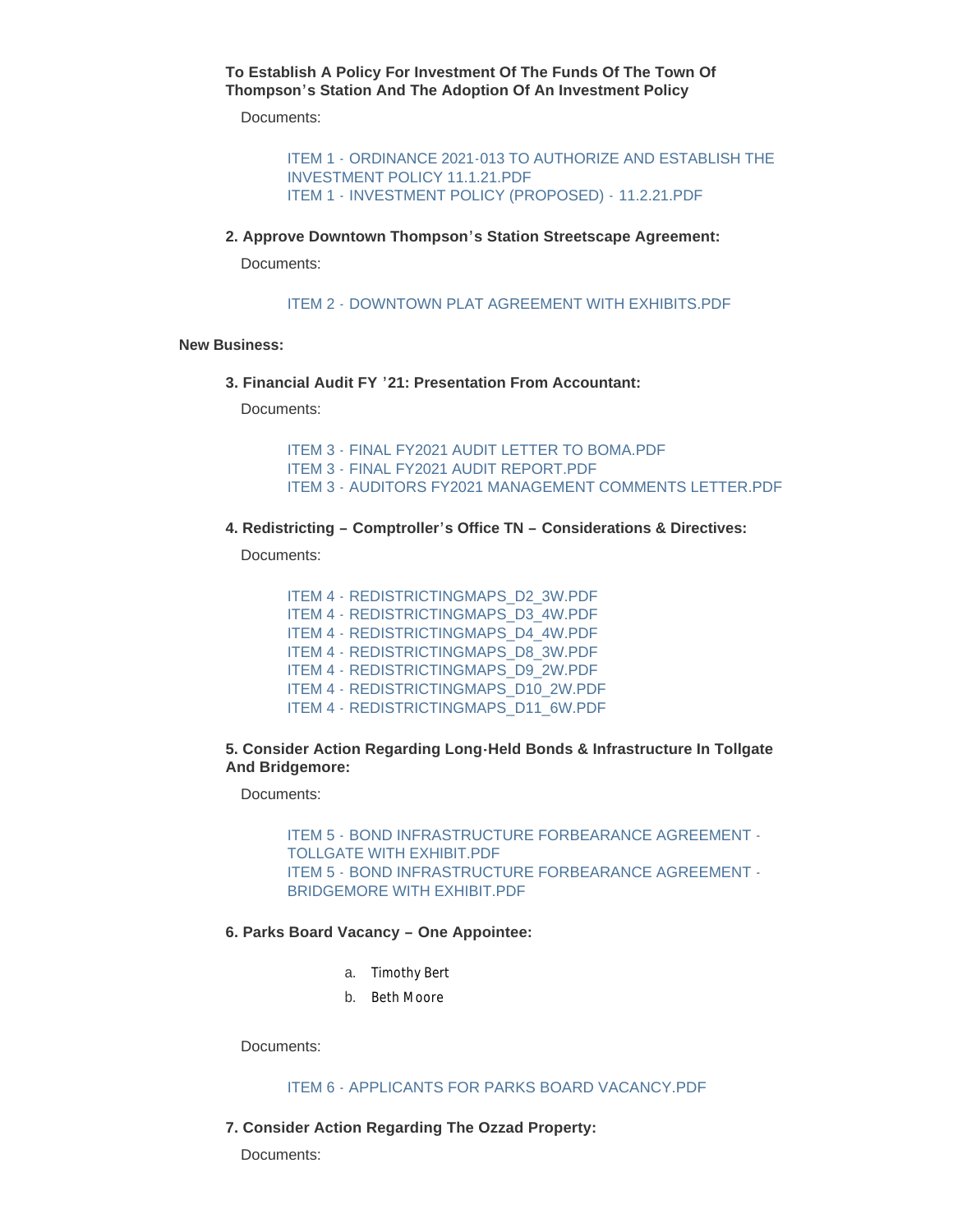**To Establish A Policy For Investment Of The Funds Of The Town Of Thompson's Station And The Adoption Of An Investment Policy**

Documents:

- ITEM 1 - ORDINANCE 2021-013 TO AUTHORIZE AND ESTABLISH THE INVESTMENT POLICY 11.1.21.PDF
- ITEM 1 - INVESTMENT POLICY (PROPOSED) - 11.2.21.PDF

**2. Approve Downtown Thompson's Station Streetscape Agreement:**

Documents:

- ITEM 2 - DOWNTOWN PLAT AGREEMENT WITH EXHIBITS.PDF

**New Business:**

**3. Financial Audit FY '21: Presentation From Accountant:**

Documents:

- ITEM 3 - FINAL FY2021 AUDIT LETTER TO BOMA.PDF
- ITEM 3 - FINAL FY2021 AUDIT REPORT.PDF
- ITEM 3 - AUDITORS FY2021 MANAGEMENT COMMENTS LETTER.PDF

**4. Redistricting – Comptroller's Office TN – Considerations & Directives:**

Documents:

- ITEM 4 - REDISTRICTINGMAPS_D2_3W.PDF
- ITEM 4 - REDISTRICTINGMAPS_D3_4W.PDF
- ITEM 4 - REDISTRICTINGMAPS_D4_4W.PDF
- ITEM 4 - REDISTRICTINGMAPS_D8_3W.PDF
- ITEM 4 - REDISTRICTINGMAPS_D9_2W.PDF
- ITEM 4 - REDISTRICTINGMAPS_D10_2W.PDF
- ITEM 4 - REDISTRICTINGMAPS_D11_6W.PDF

**5. Consider Action Regarding Long-Held Bonds & Infrastructure In Tollgate And Bridgemore:**

Documents:

- ITEM 5 - BOND INFRASTRUCTURE FORBEARANCE AGREEMENT - TOLLGATE WITH EXHIBIT.PDF
- ITEM 5 - BOND INFRASTRUCTURE FORBEARANCE AGREEMENT - BRIDGEMORE WITH EXHIBIT.PDF

**6. Parks Board Vacancy – One Appointee:**

a. Timothy Bert
b. Beth Moore

Documents:

- ITEM 6 - APPLICANTS FOR PARKS BOARD VACANCY.PDF

**7. Consider Action Regarding The Ozzad Property:**

Documents: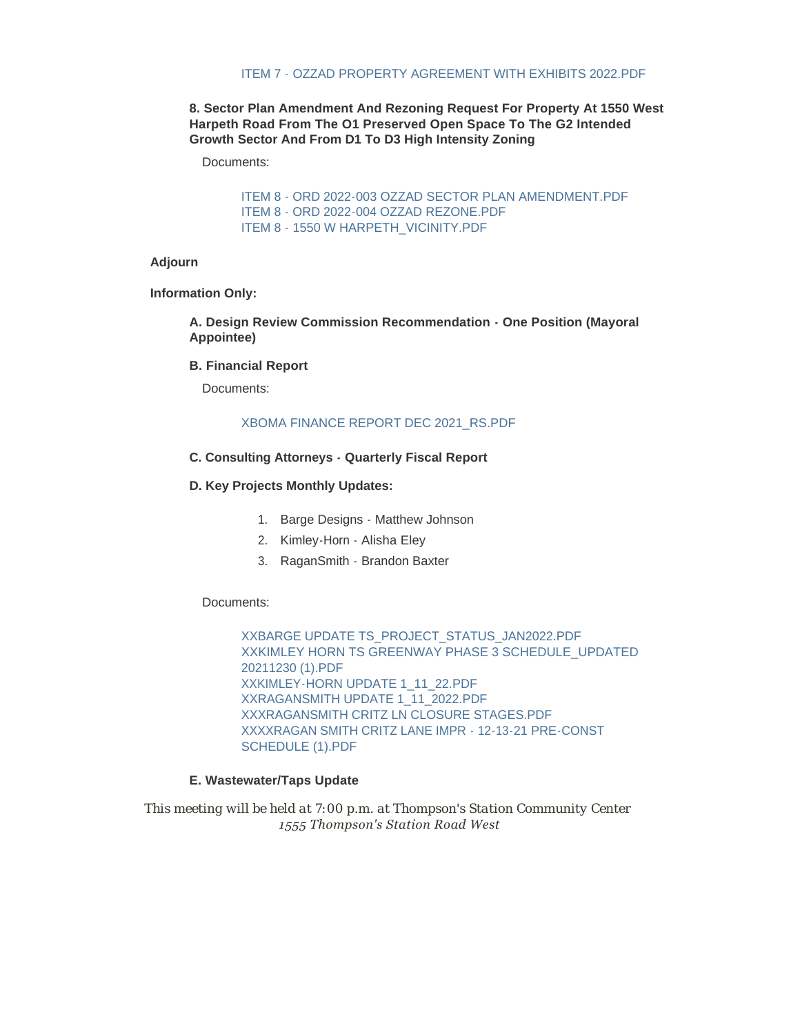ITEM 7 - OZZAD PROPERTY AGREEMENT WITH EXHIBITS 2022.PDF

**8. Sector Plan Amendment And Rezoning Request For Property At 1550 West Harpeth Road From The O1 Preserved Open Space To The G2 Intended Growth Sector And From D1 To D3 High Intensity Zoning**

Documents:

ITEM 8 - ORD 2022-003 OZZAD SECTOR PLAN AMENDMENT.PDF
ITEM 8 - ORD 2022-004 OZZAD REZONE.PDF
ITEM 8 - 1550 W HARPETH_VICINITY.PDF

**Adjourn**

**Information Only:**

**A. Design Review Commission Recommendation - One Position (Mayoral Appointee)**

**B. Financial Report**

Documents:

XBOMA FINANCE REPORT DEC 2021_RS.PDF

**C. Consulting Attorneys - Quarterly Fiscal Report**

**D. Key Projects Monthly Updates:**

1. Barge Designs - Matthew Johnson
2. Kimley-Horn - Alisha Eley
3. RaganSmith - Brandon Baxter

Documents:

XXBARGE UPDATE TS_PROJECT_STATUS_JAN2022.PDF
XXKIMLEY HORN TS GREENWAY PHASE 3 SCHEDULE_UPDATED 20211230 (1).PDF
XXKIMLEY-HORN UPDATE 1_11_22.PDF
XXRAGANSMITH UPDATE 1_11_2022.PDF
XXXRAGANSMITH CRITZ LN CLOSURE STAGES.PDF
XXXXRAGAN SMITH CRITZ LANE IMPR - 12-13-21 PRE-CONST SCHEDULE (1).PDF

**E. Wastewater/Taps Update**

This meeting will be held at 7:00 p.m. at Thompson's Station Community Center
*1555 Thompson's Station Road West*